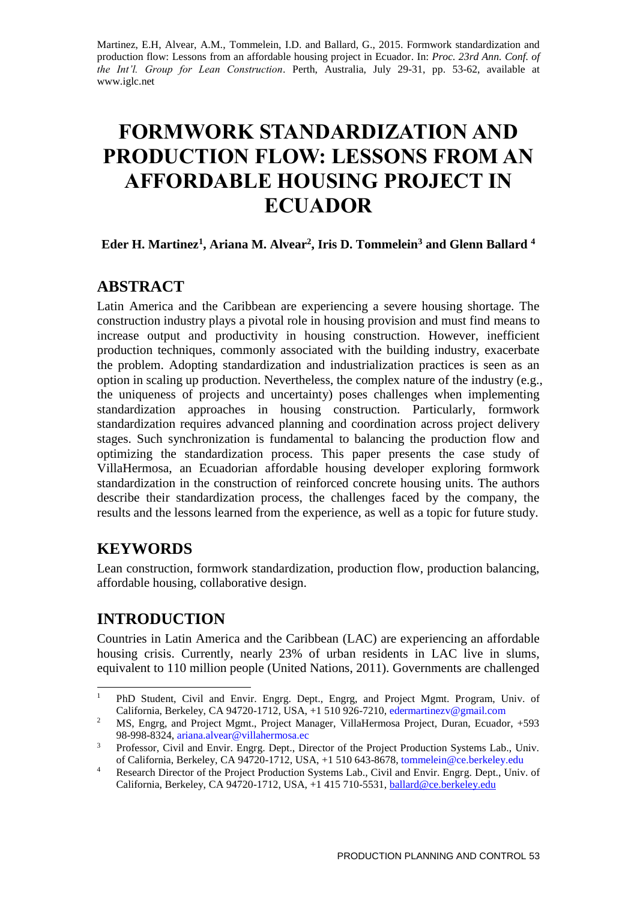Martinez, E.H, Alvear, A.M., Tommelein, I.D. and Ballard, G., 2015. Formwork standardization and production flow: Lessons from an affordable housing project in Ecuador. In: *Proc. 23rd Ann. Conf. of the Int'l. Group for Lean Construction*. Perth, Australia, July 29-31, pp. 53-62, available at www.iglc.net

# FORMWORK STANDARDIZATION AND PRODUCTION FLOW: LESSONS FROM AN AFFORDABLE HOUSING PROJECT IN ECUADOR

**Eder H. Martinez[1], Ariana M. Alvear[2], Iris D. Tommelein[3] and Glenn Ballard [4]**

## ABSTRACT

Latin America and the Caribbean are experiencing a severe housing shortage. The construction industry plays a pivotal role in housing provision and must find means to increase output and productivity in housing construction. However, inefficient production techniques, commonly associated with the building industry, exacerbate the problem. Adopting standardization and industrialization practices is seen as an option in scaling up production. Nevertheless, the complex nature of the industry (e.g., the uniqueness of projects and uncertainty) poses challenges when implementing standardization approaches in housing construction. Particularly, formwork standardization requires advanced planning and coordination across project delivery stages. Such synchronization is fundamental to balancing the production flow and optimizing the standardization process. This paper presents the case study of VillaHermosa, an Ecuadorian affordable housing developer exploring formwork standardization in the construction of reinforced concrete housing units. The authors describe their standardization process, the challenges faced by the company, the results and the lessons learned from the experience, as well as a topic for future study.

## KEYWORDS

Lean construction, formwork standardization, production flow, production balancing, affordable housing, collaborative design.

## INTRODUCTION

Countries in Latin America and the Caribbean (LAC) are experiencing an affordable housing crisis. Currently, nearly 23% of urban residents in LAC live in slums, equivalent to 110 million people (United Nations, 2011). Governments are challenged

---

[1] PhD Student, Civil and Envir. Engrg. Dept., Engrg, and Project Mgmt. Program, Univ. of California, Berkeley, CA 94720-1712, USA, +1 510 926-7210, edermartinezv@gmail.com

[2] MS, Engrg, and Project Mgmt., Project Manager, VillaHermosa Project, Duran, Ecuador, +593 98-998-8324, ariana.alvear@villahermosa.ec

[3] Professor, Civil and Envir. Engrg. Dept., Director of the Project Production Systems Lab., Univ. of California, Berkeley, CA 94720-1712, USA, +1 510 643-8678, tommelein@ce.berkeley.edu

[4] Research Director of the Project Production Systems Lab., Civil and Envir. Engrg. Dept., Univ. of California, Berkeley, CA 94720-1712, USA, +1 415 710-5531, ballard@ce.berkeley.edu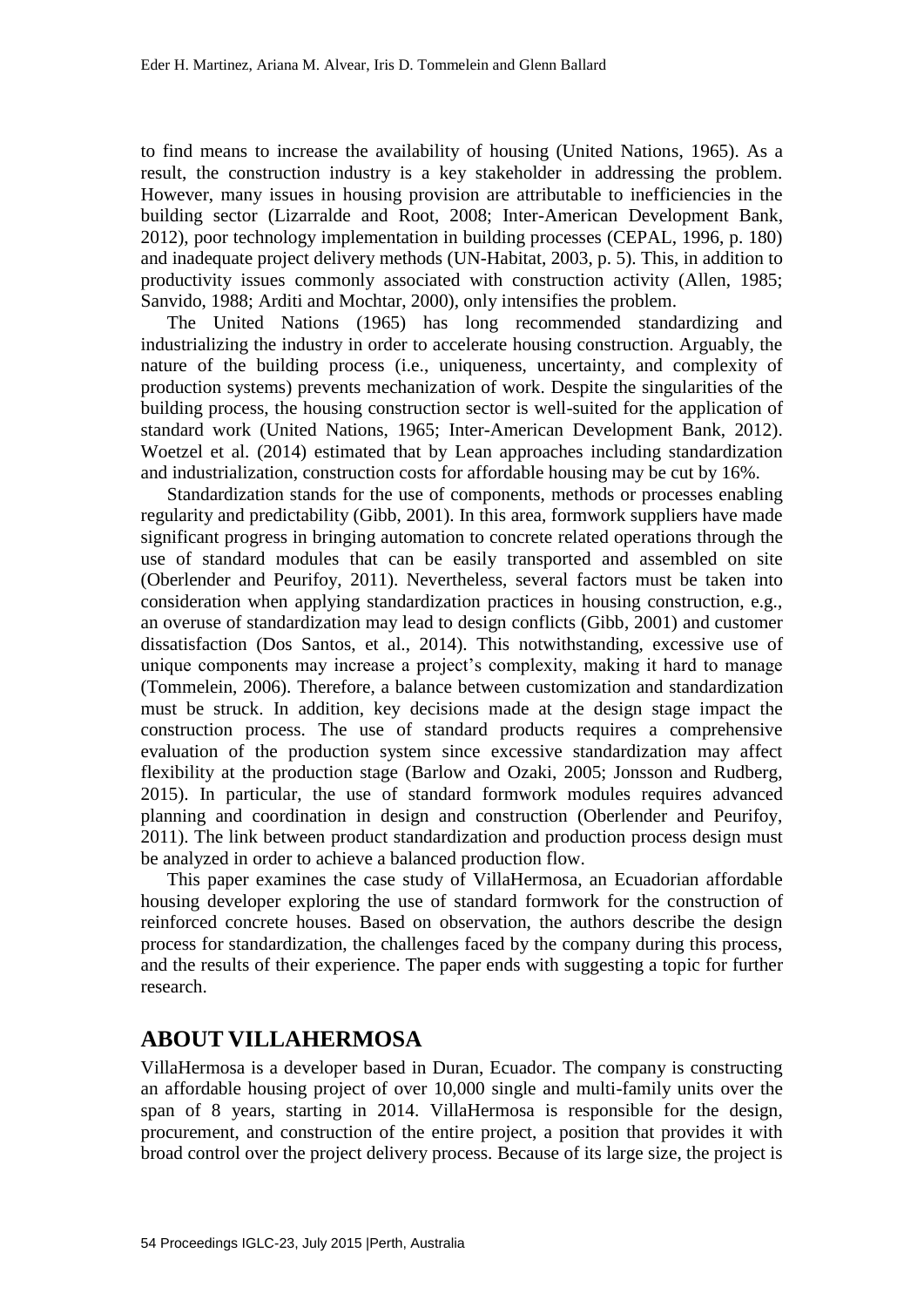to find means to increase the availability of housing (United Nations, 1965). As a result, the construction industry is a key stakeholder in addressing the problem. However, many issues in housing provision are attributable to inefficiencies in the building sector (Lizarralde and Root, 2008; Inter-American Development Bank, 2012), poor technology implementation in building processes (CEPAL, 1996, p. 180) and inadequate project delivery methods (UN-Habitat, 2003, p. 5). This, in addition to productivity issues commonly associated with construction activity (Allen, 1985; Sanvido, 1988; Arditi and Mochtar, 2000), only intensifies the problem.

The United Nations (1965) has long recommended standardizing and industrializing the industry in order to accelerate housing construction. Arguably, the nature of the building process (i.e., uniqueness, uncertainty, and complexity of production systems) prevents mechanization of work. Despite the singularities of the building process, the housing construction sector is well-suited for the application of standard work (United Nations, 1965; Inter-American Development Bank, 2012). Woetzel et al. (2014) estimated that by Lean approaches including standardization and industrialization, construction costs for affordable housing may be cut by 16%.

Standardization stands for the use of components, methods or processes enabling regularity and predictability (Gibb, 2001). In this area, formwork suppliers have made significant progress in bringing automation to concrete related operations through the use of standard modules that can be easily transported and assembled on site (Oberlender and Peurifoy, 2011). Nevertheless, several factors must be taken into consideration when applying standardization practices in housing construction, e.g., an overuse of standardization may lead to design conflicts (Gibb, 2001) and customer dissatisfaction (Dos Santos, et al., 2014). This notwithstanding, excessive use of unique components may increase a project's complexity, making it hard to manage (Tommelein, 2006). Therefore, a balance between customization and standardization must be struck. In addition, key decisions made at the design stage impact the construction process. The use of standard products requires a comprehensive evaluation of the production system since excessive standardization may affect flexibility at the production stage (Barlow and Ozaki, 2005; Jonsson and Rudberg, 2015). In particular, the use of standard formwork modules requires advanced planning and coordination in design and construction (Oberlender and Peurifoy, 2011). The link between product standardization and production process design must be analyzed in order to achieve a balanced production flow.

This paper examines the case study of VillaHermosa, an Ecuadorian affordable housing developer exploring the use of standard formwork for the construction of reinforced concrete houses. Based on observation, the authors describe the design process for standardization, the challenges faced by the company during this process, and the results of their experience. The paper ends with suggesting a topic for further research.

## ABOUT VILLAHERMOSA

VillaHermosa is a developer based in Duran, Ecuador. The company is constructing an affordable housing project of over 10,000 single and multi-family units over the span of 8 years, starting in 2014. VillaHermosa is responsible for the design, procurement, and construction of the entire project, a position that provides it with broad control over the project delivery process. Because of its large size, the project is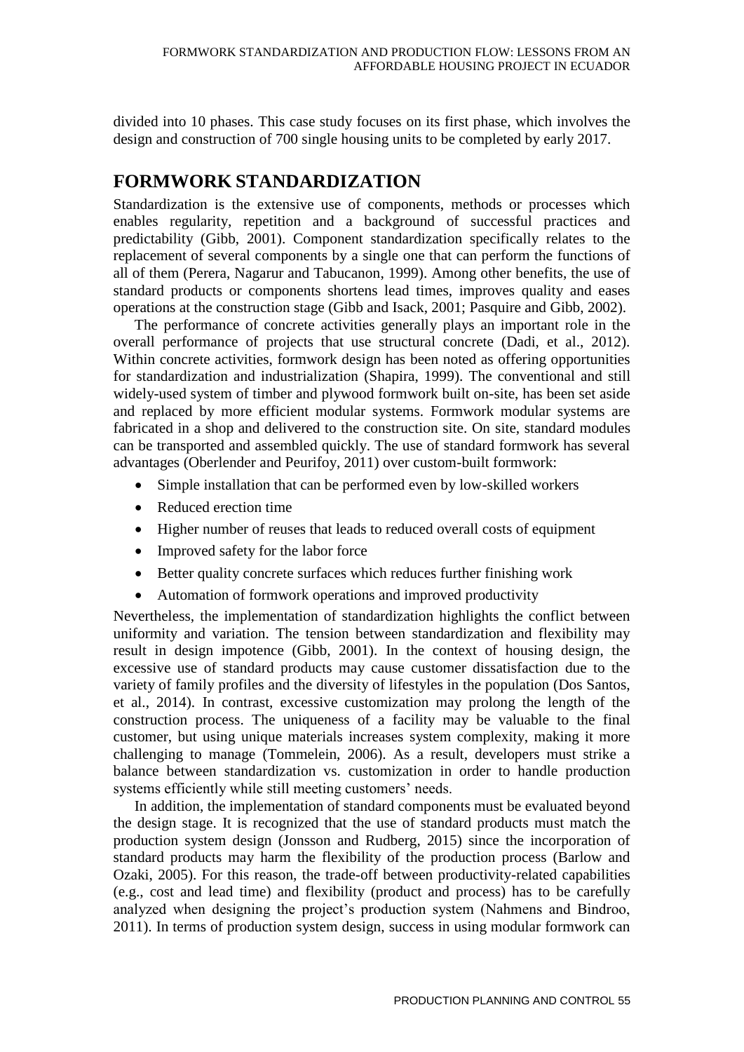divided into 10 phases. This case study focuses on its first phase, which involves the design and construction of 700 single housing units to be completed by early 2017.

## FORMWORK STANDARDIZATION

Standardization is the extensive use of components, methods or processes which enables regularity, repetition and a background of successful practices and predictability (Gibb, 2001). Component standardization specifically relates to the replacement of several components by a single one that can perform the functions of all of them (Perera, Nagarur and Tabucanon, 1999). Among other benefits, the use of standard products or components shortens lead times, improves quality and eases operations at the construction stage (Gibb and Isack, 2001; Pasquire and Gibb, 2002).

The performance of concrete activities generally plays an important role in the overall performance of projects that use structural concrete (Dadi, et al., 2012). Within concrete activities, formwork design has been noted as offering opportunities for standardization and industrialization (Shapira, 1999). The conventional and still widely-used system of timber and plywood formwork built on-site, has been set aside and replaced by more efficient modular systems. Formwork modular systems are fabricated in a shop and delivered to the construction site. On site, standard modules can be transported and assembled quickly. The use of standard formwork has several advantages (Oberlender and Peurifoy, 2011) over custom-built formwork:

- Simple installation that can be performed even by low-skilled workers
- Reduced erection time
- Higher number of reuses that leads to reduced overall costs of equipment
- Improved safety for the labor force
- Better quality concrete surfaces which reduces further finishing work
- Automation of formwork operations and improved productivity

Nevertheless, the implementation of standardization highlights the conflict between uniformity and variation. The tension between standardization and flexibility may result in design impotence (Gibb, 2001). In the context of housing design, the excessive use of standard products may cause customer dissatisfaction due to the variety of family profiles and the diversity of lifestyles in the population (Dos Santos, et al., 2014). In contrast, excessive customization may prolong the length of the construction process. The uniqueness of a facility may be valuable to the final customer, but using unique materials increases system complexity, making it more challenging to manage (Tommelein, 2006). As a result, developers must strike a balance between standardization vs. customization in order to handle production systems efficiently while still meeting customers' needs.

In addition, the implementation of standard components must be evaluated beyond the design stage. It is recognized that the use of standard products must match the production system design (Jonsson and Rudberg, 2015) since the incorporation of standard products may harm the flexibility of the production process (Barlow and Ozaki, 2005). For this reason, the trade-off between productivity-related capabilities (e.g., cost and lead time) and flexibility (product and process) has to be carefully analyzed when designing the project's production system (Nahmens and Bindroo, 2011). In terms of production system design, success in using modular formwork can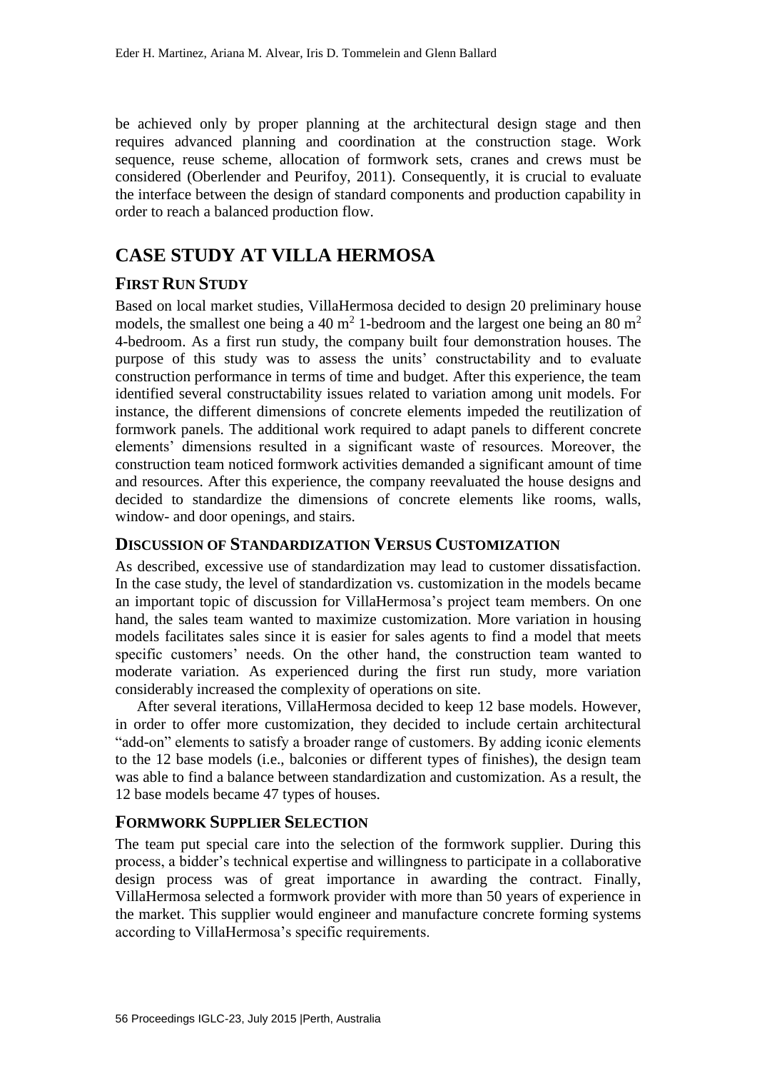be achieved only by proper planning at the architectural design stage and then requires advanced planning and coordination at the construction stage. Work sequence, reuse scheme, allocation of formwork sets, cranes and crews must be considered (Oberlender and Peurifoy, 2011). Consequently, it is crucial to evaluate the interface between the design of standard components and production capability in order to reach a balanced production flow.

# CASE STUDY AT VILLA HERMOSA

## FIRST RUN STUDY

Based on local market studies, VillaHermosa decided to design 20 preliminary house models, the smallest one being a 40 $m^2$ 1-bedroom and the largest one being an 80 $m^2$ 4-bedroom. As a first run study, the company built four demonstration houses. The purpose of this study was to assess the units' constructability and to evaluate construction performance in terms of time and budget. After this experience, the team identified several constructability issues related to variation among unit models. For instance, the different dimensions of concrete elements impeded the reutilization of formwork panels. The additional work required to adapt panels to different concrete elements' dimensions resulted in a significant waste of resources. Moreover, the construction team noticed formwork activities demanded a significant amount of time and resources. After this experience, the company reevaluated the house designs and decided to standardize the dimensions of concrete elements like rooms, walls, window- and door openings, and stairs.

## DISCUSSION OF STANDARDIZATION VERSUS CUSTOMIZATION

As described, excessive use of standardization may lead to customer dissatisfaction. In the case study, the level of standardization vs. customization in the models became an important topic of discussion for VillaHermosa's project team members. On one hand, the sales team wanted to maximize customization. More variation in housing models facilitates sales since it is easier for sales agents to find a model that meets specific customers' needs. On the other hand, the construction team wanted to moderate variation. As experienced during the first run study, more variation considerably increased the complexity of operations on site.

After several iterations, VillaHermosa decided to keep 12 base models. However, in order to offer more customization, they decided to include certain architectural "add-on" elements to satisfy a broader range of customers. By adding iconic elements to the 12 base models (i.e., balconies or different types of finishes), the design team was able to find a balance between standardization and customization. As a result, the 12 base models became 47 types of houses.

## FORMWORK SUPPLIER SELECTION

The team put special care into the selection of the formwork supplier. During this process, a bidder's technical expertise and willingness to participate in a collaborative design process was of great importance in awarding the contract. Finally, VillaHermosa selected a formwork provider with more than 50 years of experience in the market. This supplier would engineer and manufacture concrete forming systems according to VillaHermosa's specific requirements.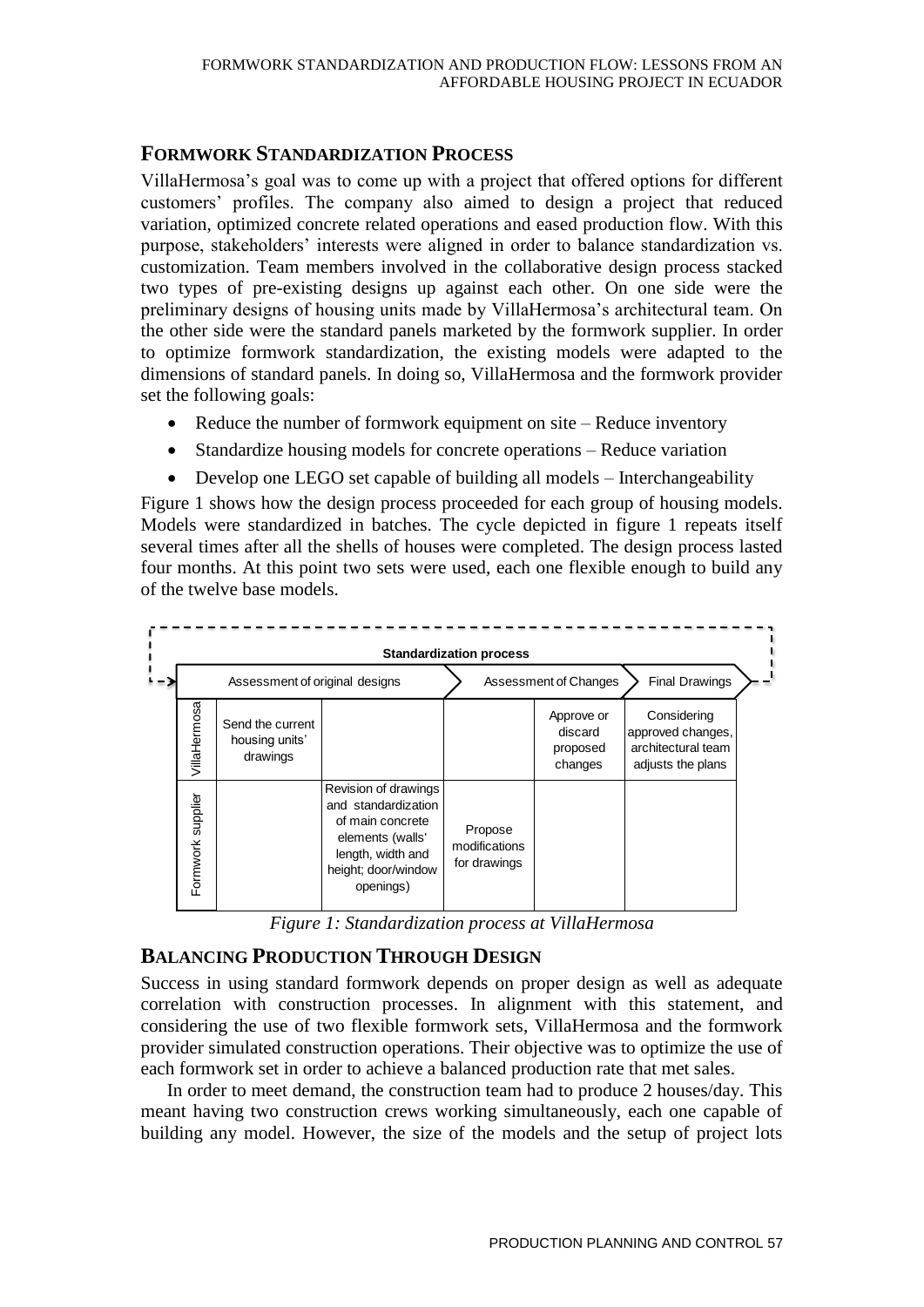## FORMWORK STANDARDIZATION PROCESS

VillaHermosa's goal was to come up with a project that offered options for different customers' profiles. The company also aimed to design a project that reduced variation, optimized concrete related operations and eased production flow. With this purpose, stakeholders' interests were aligned in order to balance standardization vs. customization. Team members involved in the collaborative design process stacked two types of pre-existing designs up against each other. On one side were the preliminary designs of housing units made by VillaHermosa's architectural team. On the other side were the standard panels marketed by the formwork supplier. In order to optimize formwork standardization, the existing models were adapted to the dimensions of standard panels. In doing so, VillaHermosa and the formwork provider set the following goals:

- Reduce the number of formwork equipment on site – Reduce inventory
- Standardize housing models for concrete operations – Reduce variation
- Develop one LEGO set capable of building all models – Interchangeability

Figure 1 shows how the design process proceeded for each group of housing models. Models were standardized in batches. The cycle depicted in figure 1 repeats itself several times after all the shells of houses were completed. The design process lasted four months. At this point two sets were used, each one flexible enough to build any of the twelve base models.

| Standardization process | Assessment of original designs | | Assessment of Changes | | Final Drawings |
|---|---|---|---|---|---|
| VillaHermosa | Send the current housing units' drawings | | | Approve or discard proposed changes | Considering approved changes, architectural team adjusts the plans |
| Formwork supplier | | Revision of drawings and standardization of main concrete elements (walls' length, width and height; door/window openings) | Propose modifications for drawings | | |

*Figure 1: Standardization process at VillaHermosa*

## BALANCING PRODUCTION THROUGH DESIGN

Success in using standard formwork depends on proper design as well as adequate correlation with construction processes. In alignment with this statement, and considering the use of two flexible formwork sets, VillaHermosa and the formwork provider simulated construction operations. Their objective was to optimize the use of each formwork set in order to achieve a balanced production rate that met sales.

In order to meet demand, the construction team had to produce 2 houses/day. This meant having two construction crews working simultaneously, each one capable of building any model. However, the size of the models and the setup of project lots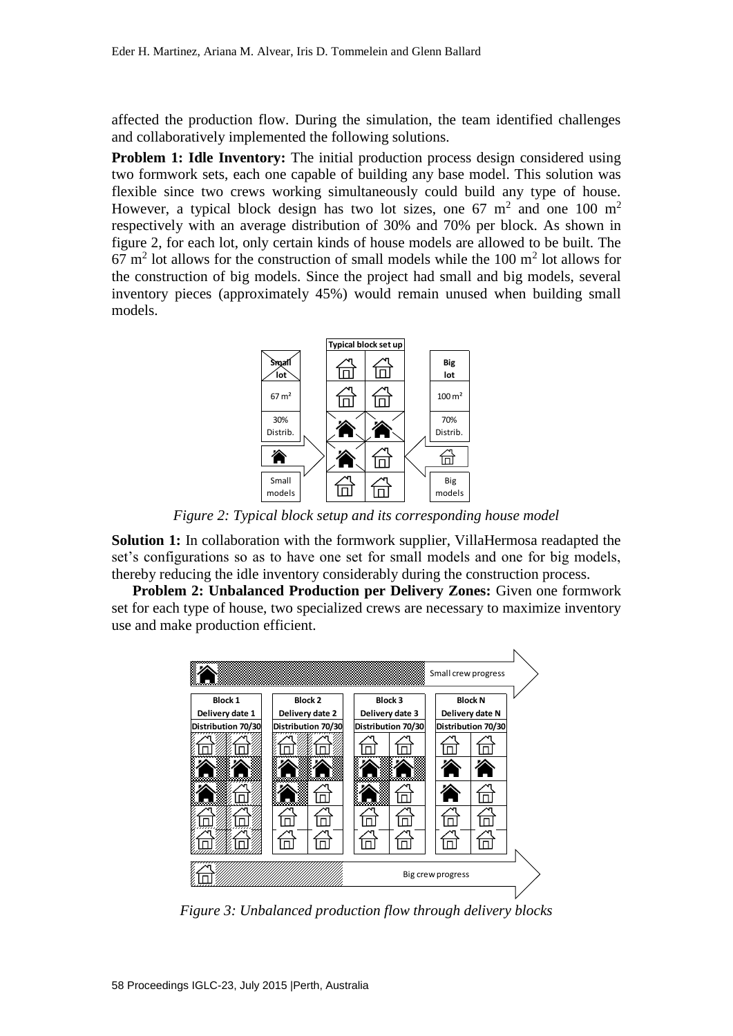affected the production flow. During the simulation, the team identified challenges and collaboratively implemented the following solutions.

**Problem 1: Idle Inventory:** The initial production process design considered using two formwork sets, each one capable of building any base model. This solution was flexible since two crews working simultaneously could build any type of house. However, a typical block design has two lot sizes, one 67 m$^2$ and one 100 m$^2$ respectively with an average distribution of 30% and 70% per block. As shown in figure 2, for each lot, only certain kinds of house models are allowed to be built. The 67 m$^2$ lot allows for the construction of small models while the 100 m$^2$ lot allows for the construction of big models. Since the project had small and big models, several inventory pieces (approximately 45%) would remain unused when building small models.

*Figure 2: Typical block setup and its corresponding house model*

**Solution 1:** In collaboration with the formwork supplier, VillaHermosa readapted the set's configurations so as to have one set for small models and one for big models, thereby reducing the idle inventory considerably during the construction process.

**Problem 2: Unbalanced Production per Delivery Zones:** Given one formwork set for each type of house, two specialized crews are necessary to maximize inventory use and make production efficient.

*Figure 3: Unbalanced production flow through delivery blocks*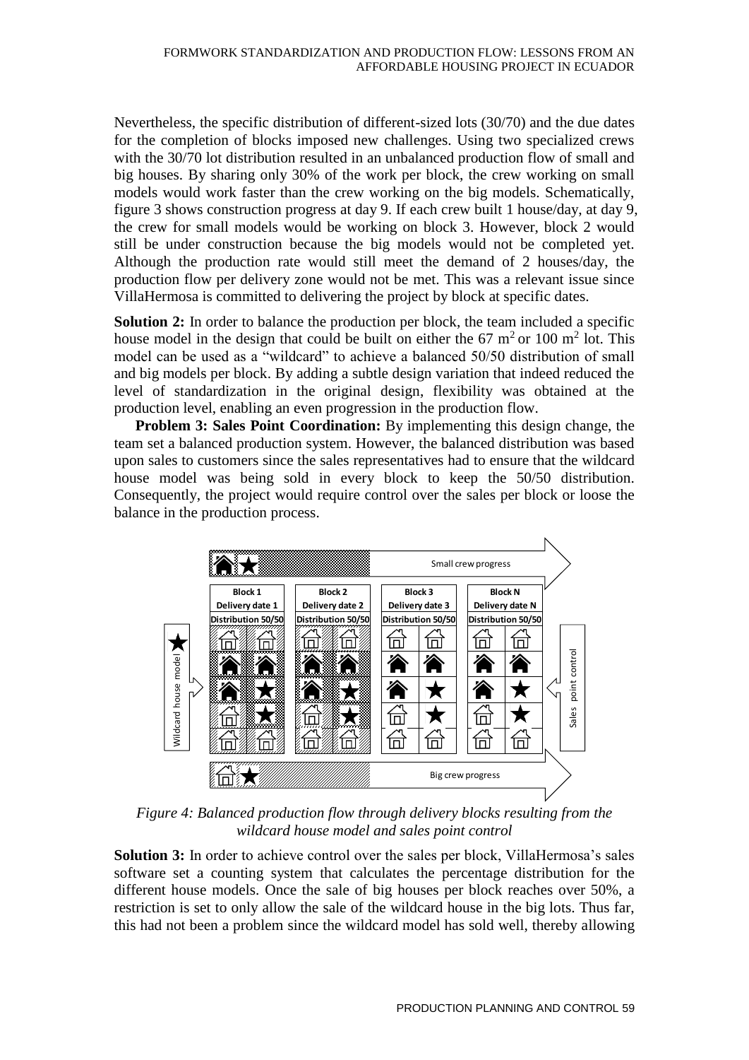Nevertheless, the specific distribution of different-sized lots (30/70) and the due dates for the completion of blocks imposed new challenges. Using two specialized crews with the 30/70 lot distribution resulted in an unbalanced production flow of small and big houses. By sharing only 30% of the work per block, the crew working on small models would work faster than the crew working on the big models. Schematically, figure 3 shows construction progress at day 9. If each crew built 1 house/day, at day 9, the crew for small models would be working on block 3. However, block 2 would still be under construction because the big models would not be completed yet. Although the production rate would still meet the demand of 2 houses/day, the production flow per delivery zone would not be met. This was a relevant issue since VillaHermosa is committed to delivering the project by block at specific dates.

**Solution 2:** In order to balance the production per block, the team included a specific house model in the design that could be built on either the 67 $m^2$ or 100 $m^2$ lot. This model can be used as a "wildcard" to achieve a balanced 50/50 distribution of small and big models per block. By adding a subtle design variation that indeed reduced the level of standardization in the original design, flexibility was obtained at the production level, enabling an even progression in the production flow.

**Problem 3: Sales Point Coordination:** By implementing this design change, the team set a balanced production system. However, the balanced distribution was based upon sales to customers since the sales representatives had to ensure that the wildcard house model was being sold in every block to keep the 50/50 distribution. Consequently, the project would require control over the sales per block or loose the balance in the production process.

*Figure 4: Balanced production flow through delivery blocks resulting from the wildcard house model and sales point control*

**Solution 3:** In order to achieve control over the sales per block, VillaHermosa's sales software set a counting system that calculates the percentage distribution for the different house models. Once the sale of big houses per block reaches over 50%, a restriction is set to only allow the sale of the wildcard house in the big lots. Thus far, this had not been a problem since the wildcard model has sold well, thereby allowing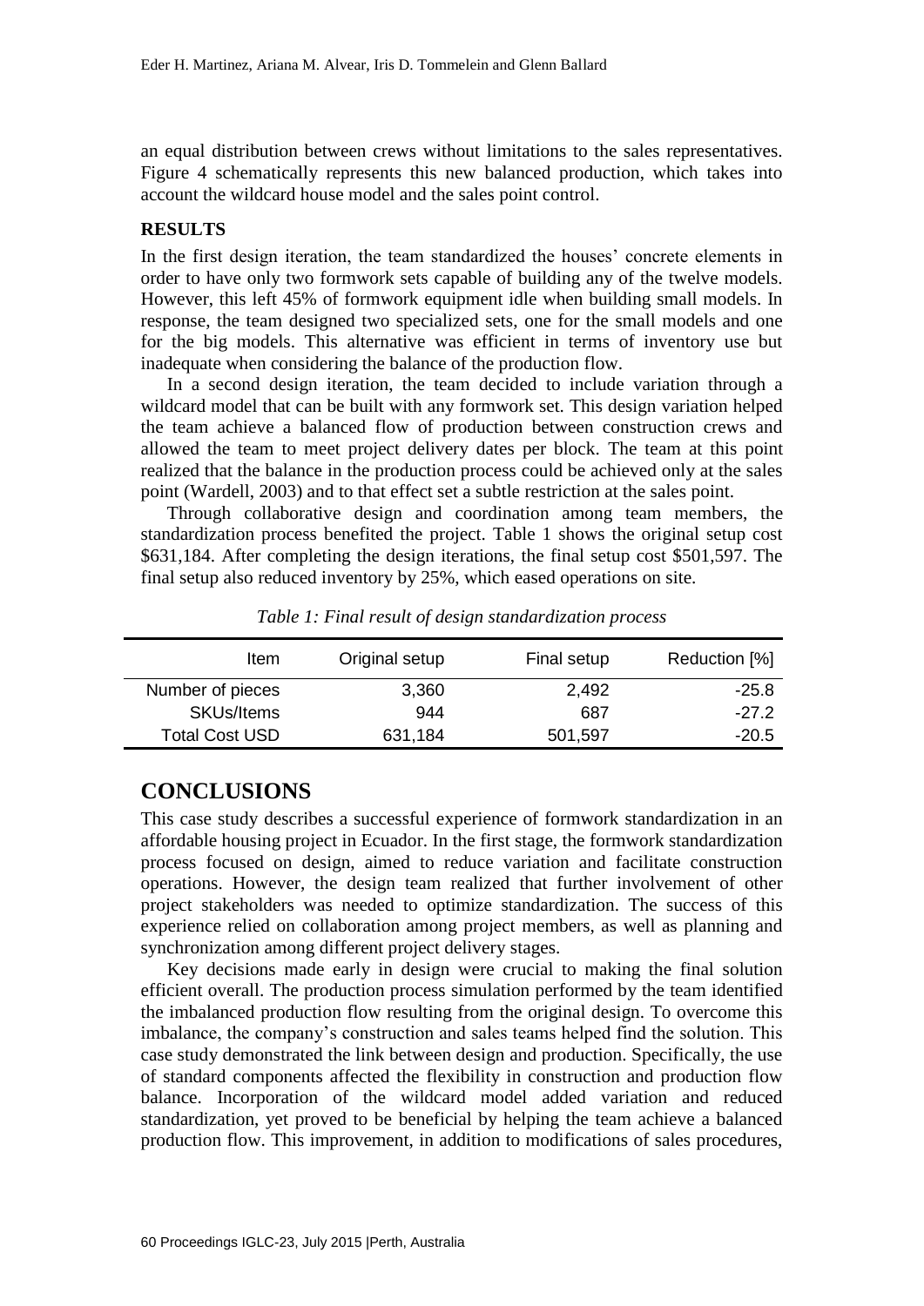an equal distribution between crews without limitations to the sales representatives. Figure 4 schematically represents this new balanced production, which takes into account the wildcard house model and the sales point control.

### RESULTS

In the first design iteration, the team standardized the houses' concrete elements in order to have only two formwork sets capable of building any of the twelve models. However, this left 45% of formwork equipment idle when building small models. In response, the team designed two specialized sets, one for the small models and one for the big models. This alternative was efficient in terms of inventory use but inadequate when considering the balance of the production flow.

In a second design iteration, the team decided to include variation through a wildcard model that can be built with any formwork set. This design variation helped the team achieve a balanced flow of production between construction crews and allowed the team to meet project delivery dates per block. The team at this point realized that the balance in the production process could be achieved only at the sales point (Wardell, 2003) and to that effect set a subtle restriction at the sales point.

Through collaborative design and coordination among team members, the standardization process benefited the project. Table 1 shows the original setup cost \$631,184. After completing the design iterations, the final setup cost \$501,597. The final setup also reduced inventory by 25%, which eased operations on site.

*Table 1: Final result of design standardization process*

| Item | Original setup | Final setup | Reduction [%] |
|---|---|---|---|
| Number of pieces | 3,360 | 2,492 | -25.8 |
| SKUs/Items | 944 | 687 | -27.2 |
| Total Cost USD | 631,184 | 501,597 | -20.5 |

## CONCLUSIONS

This case study describes a successful experience of formwork standardization in an affordable housing project in Ecuador. In the first stage, the formwork standardization process focused on design, aimed to reduce variation and facilitate construction operations. However, the design team realized that further involvement of other project stakeholders was needed to optimize standardization. The success of this experience relied on collaboration among project members, as well as planning and synchronization among different project delivery stages.

Key decisions made early in design were crucial to making the final solution efficient overall. The production process simulation performed by the team identified the imbalanced production flow resulting from the original design. To overcome this imbalance, the company's construction and sales teams helped find the solution. This case study demonstrated the link between design and production. Specifically, the use of standard components affected the flexibility in construction and production flow balance. Incorporation of the wildcard model added variation and reduced standardization, yet proved to be beneficial by helping the team achieve a balanced production flow. This improvement, in addition to modifications of sales procedures,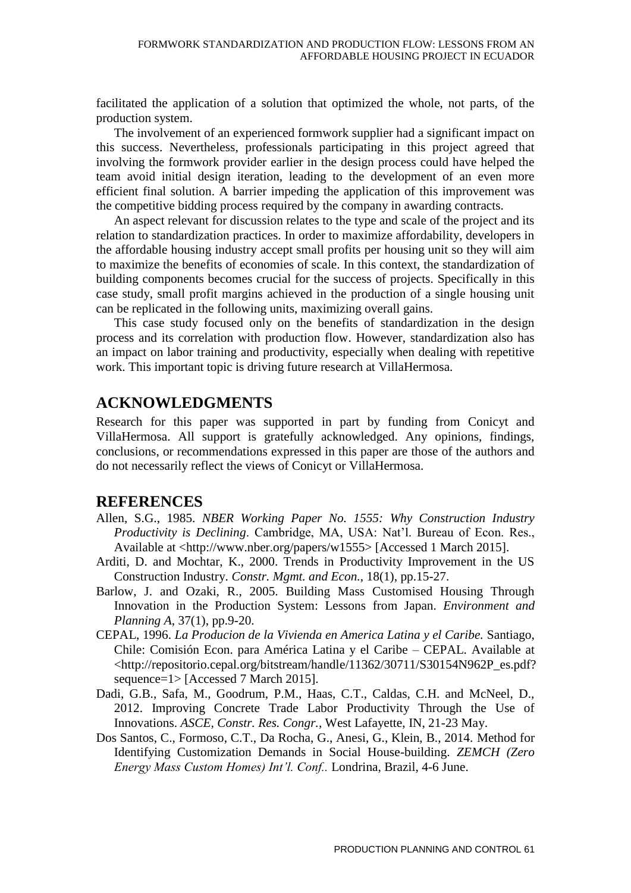facilitated the application of a solution that optimized the whole, not parts, of the production system.

The involvement of an experienced formwork supplier had a significant impact on this success. Nevertheless, professionals participating in this project agreed that involving the formwork provider earlier in the design process could have helped the team avoid initial design iteration, leading to the development of an even more efficient final solution. A barrier impeding the application of this improvement was the competitive bidding process required by the company in awarding contracts.

An aspect relevant for discussion relates to the type and scale of the project and its relation to standardization practices. In order to maximize affordability, developers in the affordable housing industry accept small profits per housing unit so they will aim to maximize the benefits of economies of scale. In this context, the standardization of building components becomes crucial for the success of projects. Specifically in this case study, small profit margins achieved in the production of a single housing unit can be replicated in the following units, maximizing overall gains.

This case study focused only on the benefits of standardization in the design process and its correlation with production flow. However, standardization also has an impact on labor training and productivity, especially when dealing with repetitive work. This important topic is driving future research at VillaHermosa.

## ACKNOWLEDGMENTS

Research for this paper was supported in part by funding from Conicyt and VillaHermosa. All support is gratefully acknowledged. Any opinions, findings, conclusions, or recommendations expressed in this paper are those of the authors and do not necessarily reflect the views of Conicyt or VillaHermosa.

## REFERENCES

Allen, S.G., 1985. *NBER Working Paper No. 1555: Why Construction Industry Productivity is Declining*. Cambridge, MA, USA: Nat'l. Bureau of Econ. Res., Available at <http://www.nber.org/papers/w1555> [Accessed 1 March 2015].

Arditi, D. and Mochtar, K., 2000. Trends in Productivity Improvement in the US Construction Industry. *Constr. Mgmt. and Econ.*, 18(1), pp.15-27.

Barlow, J. and Ozaki, R., 2005. Building Mass Customised Housing Through Innovation in the Production System: Lessons from Japan. *Environment and Planning A*, 37(1), pp.9-20.

CEPAL, 1996. *La Producion de la Vivienda en America Latina y el Caribe.* Santiago, Chile: Comisión Econ. para América Latina y el Caribe – CEPAL. Available at <http://repositorio.cepal.org/bitstream/handle/11362/30711/S30154N962P_es.pdf?sequence=1> [Accessed 7 March 2015].

Dadi, G.B., Safa, M., Goodrum, P.M., Haas, C.T., Caldas, C.H. and McNeel, D., 2012. Improving Concrete Trade Labor Productivity Through the Use of Innovations. *ASCE, Constr. Res. Congr.,* West Lafayette, IN, 21-23 May.

Dos Santos, C., Formoso, C.T., Da Rocha, G., Anesi, G., Klein, B., 2014. Method for Identifying Customization Demands in Social House-building. *ZEMCH (Zero Energy Mass Custom Homes) Int'l. Conf..* Londrina, Brazil, 4-6 June.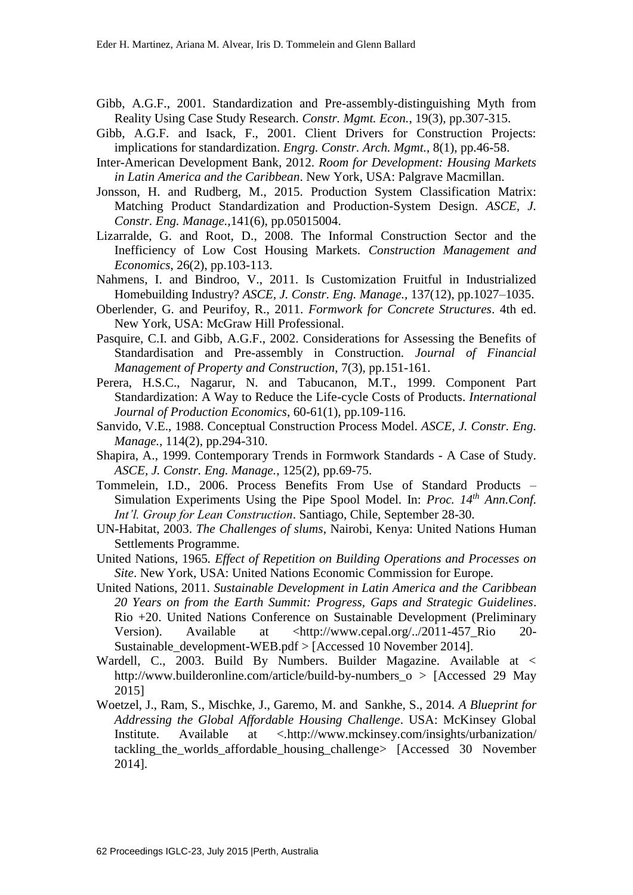Gibb, A.G.F., 2001. Standardization and Pre-assembly-distinguishing Myth from Reality Using Case Study Research. *Constr. Mgmt. Econ.*, 19(3), pp.307-315.

Gibb, A.G.F. and Isack, F., 2001. Client Drivers for Construction Projects: implications for standardization. *Engrg. Constr. Arch. Mgmt.*, 8(1), pp.46-58.

Inter-American Development Bank, 2012. *Room for Development: Housing Markets in Latin America and the Caribbean*. New York, USA: Palgrave Macmillan.

Jonsson, H. and Rudberg, M., 2015. Production System Classification Matrix: Matching Product Standardization and Production-System Design. *ASCE, J. Constr. Eng. Manage.*,141(6), pp.05015004.

Lizarralde, G. and Root, D., 2008. The Informal Construction Sector and the Inefficiency of Low Cost Housing Markets. *Construction Management and Economics*, 26(2), pp.103-113.

Nahmens, I. and Bindroo, V., 2011. Is Customization Fruitful in Industrialized Homebuilding Industry? *ASCE, J. Constr. Eng. Manage.*, 137(12), pp.1027–1035.

Oberlender, G. and Peurifoy, R., 2011. *Formwork for Concrete Structures*. 4th ed. New York, USA: McGraw Hill Professional.

Pasquire, C.I. and Gibb, A.G.F., 2002. Considerations for Assessing the Benefits of Standardisation and Pre-assembly in Construction. *Journal of Financial Management of Property and Construction*, 7(3), pp.151-161.

Perera, H.S.C., Nagarur, N. and Tabucanon, M.T., 1999. Component Part Standardization: A Way to Reduce the Life-cycle Costs of Products. *International Journal of Production Economics*, 60-61(1), pp.109-116.

Sanvido, V.E., 1988. Conceptual Construction Process Model. *ASCE, J. Constr. Eng. Manage.*, 114(2), pp.294-310.

Shapira, A., 1999. Contemporary Trends in Formwork Standards - A Case of Study. *ASCE, J. Constr. Eng. Manage.*, 125(2), pp.69-75.

Tommelein, I.D., 2006. Process Benefits From Use of Standard Products – Simulation Experiments Using the Pipe Spool Model. In: *Proc. 14th Ann.Conf. Int'l. Group for Lean Construction*. Santiago, Chile, September 28-30.

UN-Habitat, 2003. *The Challenges of slums*, Nairobi, Kenya: United Nations Human Settlements Programme.

United Nations, 1965. *Effect of Repetition on Building Operations and Processes on Site*. New York, USA: United Nations Economic Commission for Europe.

United Nations, 2011. *Sustainable Development in Latin America and the Caribbean 20 Years on from the Earth Summit: Progress, Gaps and Strategic Guidelines*. Rio +20. United Nations Conference on Sustainable Development (Preliminary Version). Available at <http://www.cepal.org/../2011-457_Rio 20-Sustainable_development-WEB.pdf > [Accessed 10 November 2014].

Wardell, C., 2003. Build By Numbers. Builder Magazine. Available at < http://www.builderonline.com/article/build-by-numbers_o > [Accessed 29 May 2015]

Woetzel, J., Ram, S., Mischke, J., Garemo, M. and Sankhe, S., 2014. *A Blueprint for Addressing the Global Affordable Housing Challenge*. USA: McKinsey Global Institute. Available at <.http://www.mckinsey.com/insights/urbanization/tackling_the_worlds_affordable_housing_challenge> [Accessed 30 November 2014].